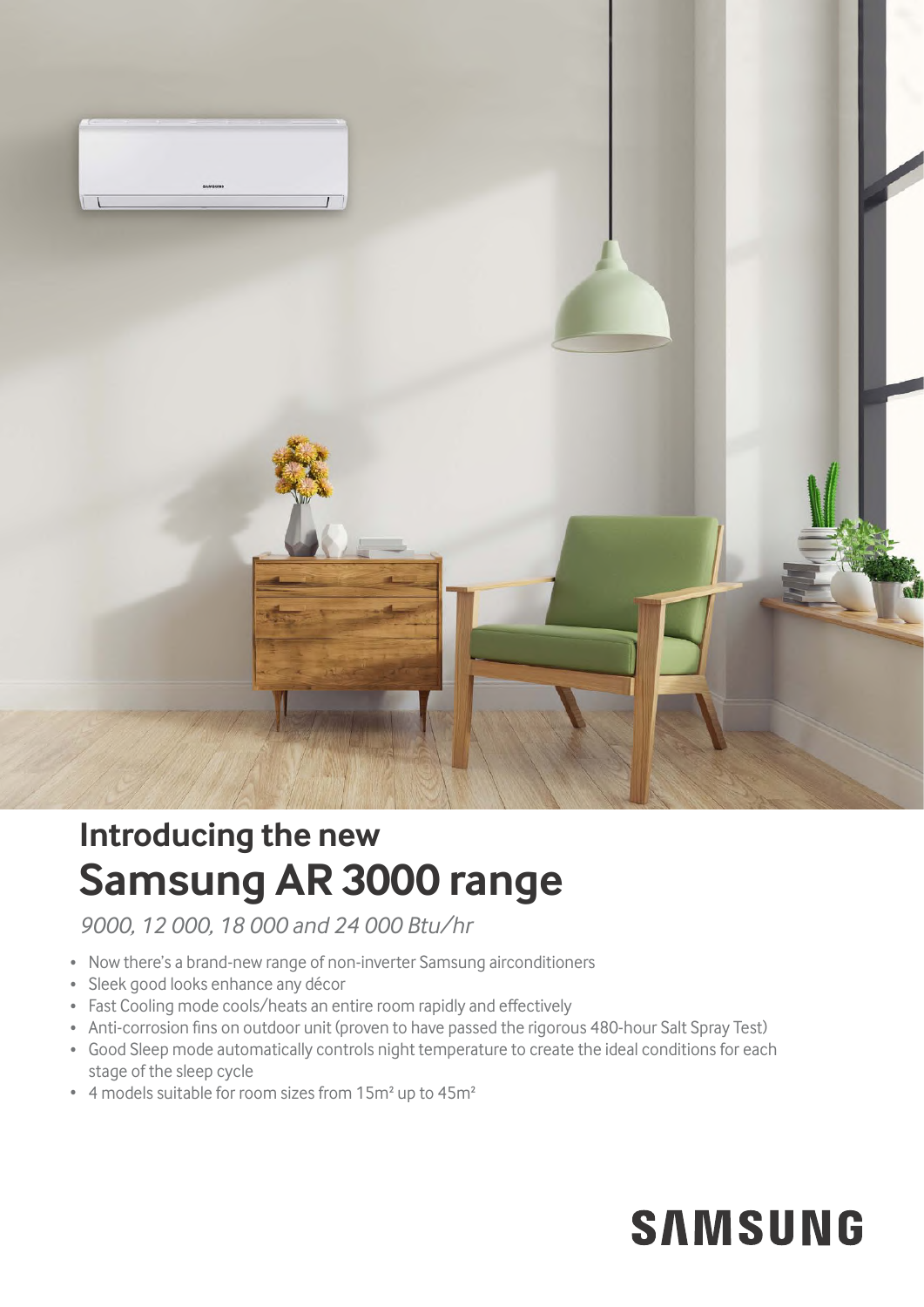## Introducing the new

# Samsung AR 3000 range

*9000, 12 000, 18 000 and 24 000 Btu/hr*

- Now there's a brand-new range of non-inverter Samsung airconditioners
- Sleek good looks enhance any décor
- Fast Cooling mode cools/heats an entire room rapidly and effectively
- Anti-corrosion fins on outdoor unit (proven to have passed the rigorous 480-hour Salt Spray Test)
- Good Sleep mode automatically controls night temperature to create the ideal conditions for each stage of the sleep cycle
- 4 models suitable for room sizes from 15m² up to 45m²

SAMSUNG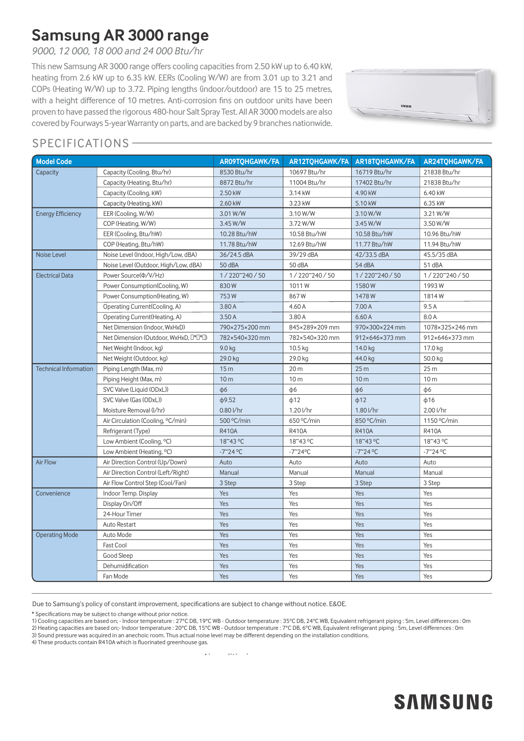# Samsung AR 3000 range

*9000, 12 000, 18 000 and 24 000 Btu/hr*

This new Samsung AR 3000 range offers cooling capacities from 2.50 kW up to 6.40 kW, heating from 2.6 kW up to 6.35 kW. EERs (Cooling W/W) are from 3.01 up to 3.21 and COPs (Heating W/W) up to 3.72. Piping lengths (indoor/outdoor) are 15 to 25 metres, with a height difference of 10 metres. Anti-corrosion fins on outdoor units have been proven to have passed the rigorous 480-hour Salt Spray Test. All AR 3000 models are also covered by Fourways 5-year Warranty on parts, and are backed by 9 branches nationwide.

## SPECIFICATIONS

| Model Code | | AR09TQHGAWK/FA | AR12TQHGAWK/FA | AR18TQHGAWK/FA | AR24TQHGAWK/FA |
|---|---|---|---|---|---|
| Capacity | Capacity (Cooling, Btu/hr) | 8530 Btu/hr | 10697 Btu/hr | 16719 Btu/hr | 21838 Btu/hr |
| | Capacity (Heating, Btu/hr) | 8872 Btu/hr | 11004 Btu/hr | 17402 Btu/hr | 21838 Btu/hr |
| | Capacity (Cooling, kW) | 2.50 kW | 3.14 kW | 4.90 kW | 6.40 kW |
| | Capacity (Heating, kW) | 2.60 kW | 3.23 kW | 5.10 kW | 6.35 kW |
| Energy Efficiency | EER (Cooling, W/W) | 3.01 W/W | 3.10 W/W | 3.10 W/W | 3.21 W/W |
| | COP (Heating, W/W) | 3.45 W/W | 3.72 W/W | 3.45 W/W | 3.50 W/W |
| | EER (Cooling, Btu/hW) | 10.28 Btu/hW | 10.58 Btu/hW | 10.58 Btu/hW | 10.96 Btu/hW |
| | COP (Heating, Btu/hW) | 11.78 Btu/hW | 12.69 Btu/hW | 11.77 Btu/hW | 11.94 Btu/hW |
| Noise Level | Noise Level (Indoor, High/Low, dBA) | 36/24.5 dBA | 39/29 dBA | 42/33.5 dBA | 45.5/35 dBA |
| | Noise Level (Outdoor, High/Low, dBA) | 50 dBA | 50 dBA | 54 dBA | 51 dBA |
| Electrical Data | Power Source(Φ/V/Hz) | 1 / 220~240 / 50 | 1 / 220~240 / 50 | 1 / 220~240 / 50 | 1 / 220~240 / 50 |
| | Power Consumption(Cooling, W) | 830 W | 1011 W | 1580 W | 1993 W |
| | Power Consumption(Heating, W) | 753 W | 867 W | 1478 W | 1814 W |
| | Operating Current(Cooling, A) | 3.80 A | 4.60 A | 7.00 A | 9.5 A |
| | Operating Current(Heating, A) | 3.50 A | 3.80 A | 6.60 A | 8.0 A |
| | Net Dimension (Indoor, WxHxD) | 790×275×200 mm | 845×289×209 mm | 970×300×224 mm | 1078×325×246 mm |
| | Net Dimension (Outdoor, WxHxD, □*□*□) | 782×540×320 mm | 782×540×320 mm | 912×646×373 mm | 912×646×373 mm |
| | Net Weight (Indoor, kg) | 9.0 kg | 10.5 kg | 14.0 kg | 17.0 kg |
| | Net Weight (Outdoor, kg) | 29.0 kg | 29.0 kg | 44.0 kg | 50.0 kg |
| Technical Information | Piping Length (Max, m) | 15 m | 20 m | 25 m | 25 m |
| | Piping Height (Max, m) | 10 m | 10 m | 10 m | 10 m |
| | SVC Valve (Liquid (ODxL)) | ϕ6 | ϕ6 | ϕ6 | ϕ6 |
| | SVC Valve (Gas (ODxL)) | ϕ9.52 | ϕ12 | ϕ12 | ϕ16 |
| | Moisture Removal (l/hr) | 0.80 l/hr | 1.20 l/hr | 1.80 l/hr | 2.00 l/hr |
| | Air Circulation (Cooling, °C/min) | 500 °C/min | 650 °C/min | 850 °C/min | 1150 °C/min |
| | Refrigerant (Type) | R410A | R410A | R410A | R410A |
| | Low Ambient (Cooling, °C) | 18~43 °C | 18~43 °C | 18~43 °C | 18~43 °C |
| | Low Ambient (Heating, °C) | -7~24 °C | -7~24°C | -7~24 °C | -7~24 °C |
| Air Flow | Air Direction Control (Up/Down) | Auto | Auto | Auto | Auto |
| | Air Direction Control (Left/Right) | Manual | Manual | Manual | Manual |
| | Air Flow Control Step (Cool/Fan) | 3 Step | 3 Step | 3 Step | 3 Step |
| Convenience | Indoor Temp. Display | Yes | Yes | Yes | Yes |
| | Display On/Off | Yes | Yes | Yes | Yes |
| | 24-Hour Timer | Yes | Yes | Yes | Yes |
| | Auto Restart | Yes | Yes | Yes | Yes |
| Operating Mode | Auto Mode | Yes | Yes | Yes | Yes |
| | Fast Cool | Yes | Yes | Yes | Yes |
| | Good Sleep | Yes | Yes | Yes | Yes |
| | Dehumidification | Yes | Yes | Yes | Yes |
| | Fan Mode | Yes | Yes | Yes | Yes |

Due to Samsung's policy of constant improvement, specifications are subject to change without notice. E&OE.

\* Specifications may be subject to change without prior notice.
1) Cooling capacities are based on; - Indoor temperature : 27°C DB, 19°C WB - Outdoor temperature : 35°C DB, 24°C WB, Equivalent refrigerant piping : 5m, Level differences : 0m
2) Heating capacities are based on;- Indoor temperature : 20°C DB, 15°C WB - Outdoor temperature : 7°C DB, 6°C WB, Equivalent refrigerant piping : 5m, Level differences : 0m
3) Sound pressure was acquired in an anechoic room. Thus actual noise level may be different depending on the installation conditions.
4) These products contain R410A which is fluorinated greenhouse gas.

SAMSUNG